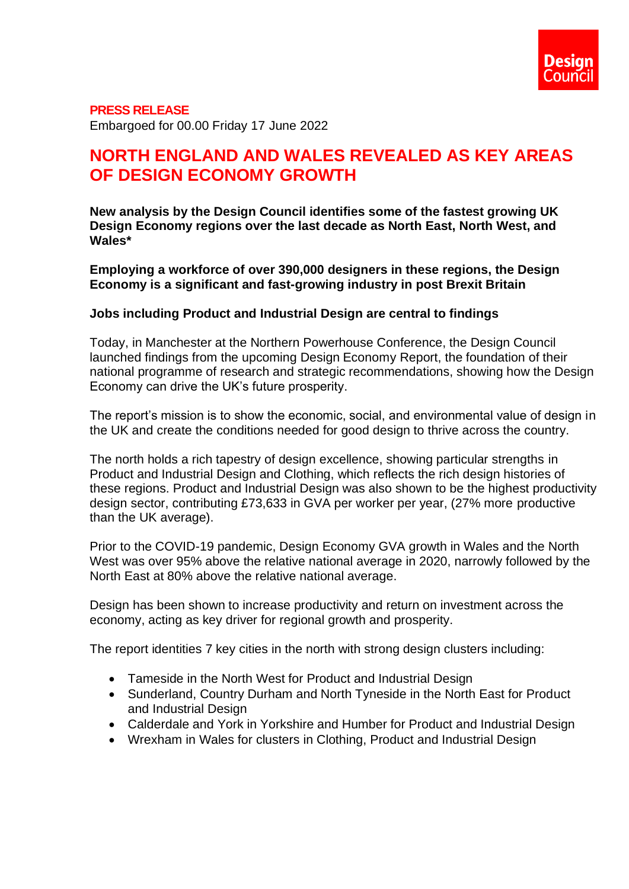Design Council

**PRESS RELEASE**

Embargoed for 00.00 Friday 17 June 2022

# NORTH ENGLAND AND WALES REVEALED AS KEY AREAS OF DESIGN ECONOMY GROWTH

**New analysis by the Design Council identifies some of the fastest growing UK Design Economy regions over the last decade as North East, North West, and Wales***

**Employing a workforce of over 390,000 designers in these regions, the Design Economy is a significant and fast-growing industry in post Brexit Britain**

**Jobs including Product and Industrial Design are central to findings**

Today, in Manchester at the Northern Powerhouse Conference, the Design Council launched findings from the upcoming Design Economy Report, the foundation of their national programme of research and strategic recommendations, showing how the Design Economy can drive the UK's future prosperity.

The report's mission is to show the economic, social, and environmental value of design in the UK and create the conditions needed for good design to thrive across the country.

The north holds a rich tapestry of design excellence, showing particular strengths in Product and Industrial Design and Clothing, which reflects the rich design histories of these regions. Product and Industrial Design was also shown to be the highest productivity design sector, contributing £73,633 in GVA per worker per year, (27% more productive than the UK average).

Prior to the COVID-19 pandemic, Design Economy GVA growth in Wales and the North West was over 95% above the relative national average in 2020, narrowly followed by the North East at 80% above the relative national average.

Design has been shown to increase productivity and return on investment across the economy, acting as key driver for regional growth and prosperity.

The report identities 7 key cities in the north with strong design clusters including:

- Tameside in the North West for Product and Industrial Design
- Sunderland, Country Durham and North Tyneside in the North East for Product and Industrial Design
- Calderdale and York in Yorkshire and Humber for Product and Industrial Design
- Wrexham in Wales for clusters in Clothing, Product and Industrial Design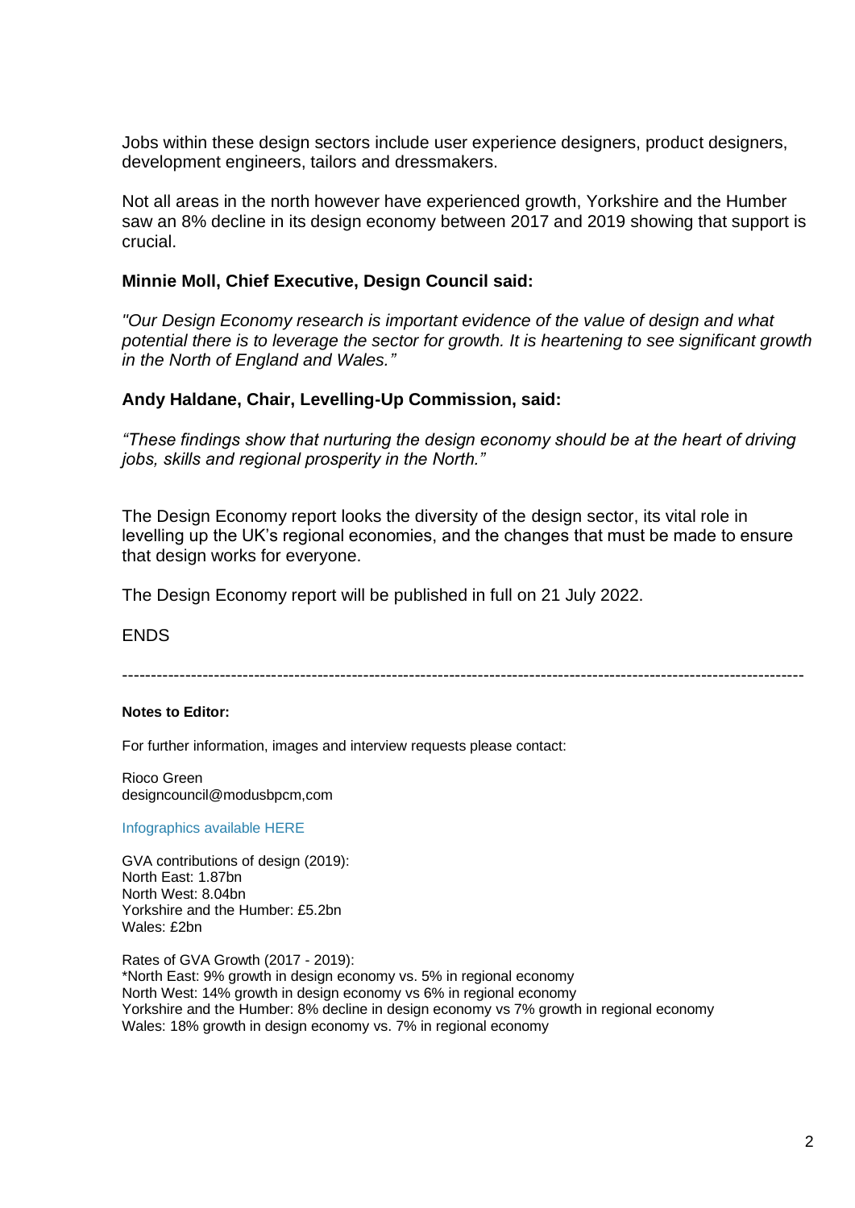Jobs within these design sectors include user experience designers, product designers, development engineers, tailors and dressmakers.

Not all areas in the north however have experienced growth, Yorkshire and the Humber saw an 8% decline in its design economy between 2017 and 2019 showing that support is crucial.

**Minnie Moll, Chief Executive, Design Council said:**

*"Our Design Economy research is important evidence of the value of design and what potential there is to leverage the sector for growth. It is heartening to see significant growth in the North of England and Wales."*

**Andy Haldane, Chair, Levelling-Up Commission, said:**

*"These findings show that nurturing the design economy should be at the heart of driving jobs, skills and regional prosperity in the North."*

The Design Economy report looks the diversity of the design sector, its vital role in levelling up the UK's regional economies, and the changes that must be made to ensure that design works for everyone.

The Design Economy report will be published in full on 21 July 2022.

ENDS

---

**Notes to Editor:**

For further information, images and interview requests please contact:

Rioco Green
designcouncil@modusbpcm,com

Infographics available HERE

GVA contributions of design (2019):
North East: 1.87bn
North West: 8.04bn
Yorkshire and the Humber: £5.2bn
Wales: £2bn

Rates of GVA Growth (2017 - 2019):
*North East: 9% growth in design economy vs. 5% in regional economy
North West: 14% growth in design economy vs 6% in regional economy
Yorkshire and the Humber: 8% decline in design economy vs 7% growth in regional economy
Wales: 18% growth in design economy vs. 7% in regional economy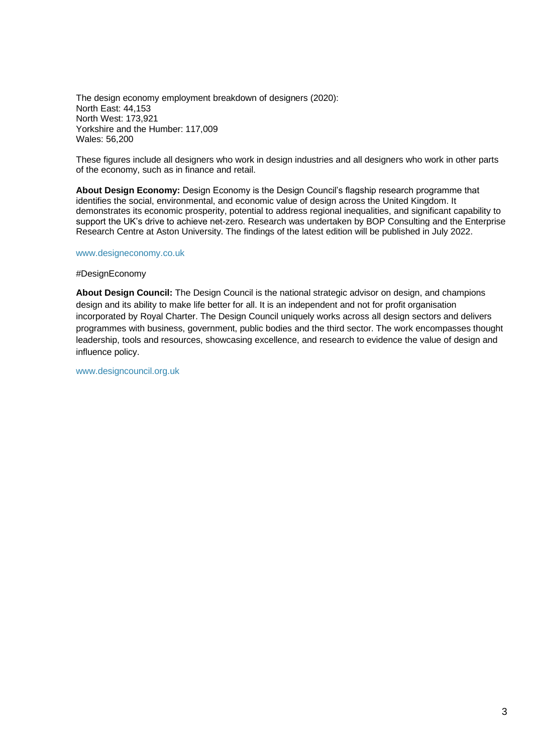The design economy employment breakdown of designers (2020):
North East: 44,153
North West: 173,921
Yorkshire and the Humber: 117,009
Wales: 56,200

These figures include all designers who work in design industries and all designers who work in other parts of the economy, such as in finance and retail.

**About Design Economy:** Design Economy is the Design Council's flagship research programme that identifies the social, environmental, and economic value of design across the United Kingdom. It demonstrates its economic prosperity, potential to address regional inequalities, and significant capability to support the UK's drive to achieve net-zero. Research was undertaken by BOP Consulting and the Enterprise Research Centre at Aston University. The findings of the latest edition will be published in July 2022.

www.designeconomy.co.uk

#DesignEconomy

**About Design Council:** The Design Council is the national strategic advisor on design, and champions design and its ability to make life better for all. It is an independent and not for profit organisation incorporated by Royal Charter. The Design Council uniquely works across all design sectors and delivers programmes with business, government, public bodies and the third sector. The work encompasses thought leadership, tools and resources, showcasing excellence, and research to evidence the value of design and influence policy.

www.designcouncil.org.uk